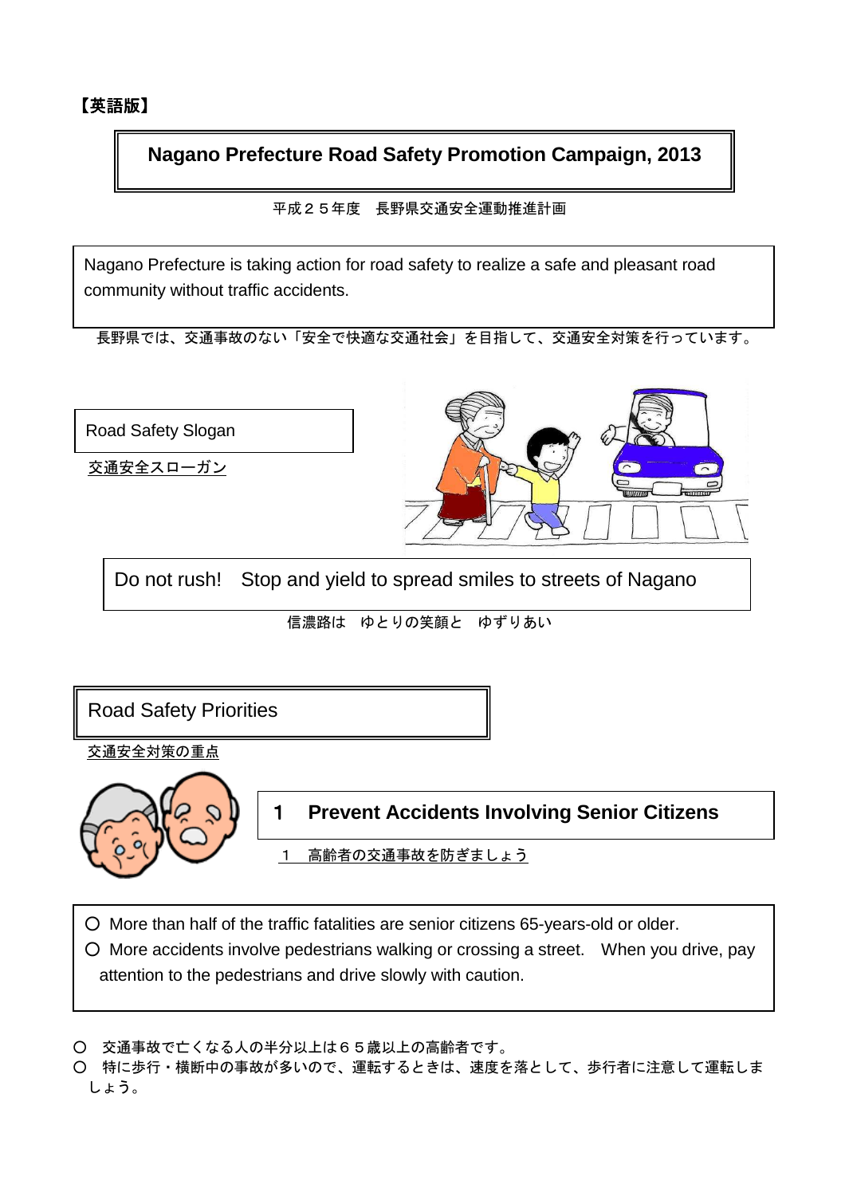【英語版】

# Nagano Prefecture Road Safety Promotion Campaign, 2013

平成２５年度　長野県交通安全運動推進計画

Nagano Prefecture is taking action for road safety to realize a safe and pleasant road community without traffic accidents.

長野県では、交通事故のない「安全で快適な交通社会」を目指して、交通安全対策を行っています。

## Road Safety Slogan

交通安全スローガン

Do not rush!　Stop and yield to spread smiles to streets of Nagano

信濃路は　ゆとりの笑顔と　ゆずりあい

## Road Safety Priorities

交通安全対策の重点

### 1　Prevent Accidents Involving Senior Citizens

１　高齢者の交通事故を防ぎましょう

- ○ More than half of the traffic fatalities are senior citizens 65-years-old or older.
- ○ More accidents involve pedestrians walking or crossing a street.　When you drive, pay attention to the pedestrians and drive slowly with caution.

- ○　交通事故で亡くなる人の半分以上は６５歳以上の高齢者です。
- ○　特に歩行・横断中の事故が多いので、運転するときは、速度を落として、歩行者に注意して運転しましょう。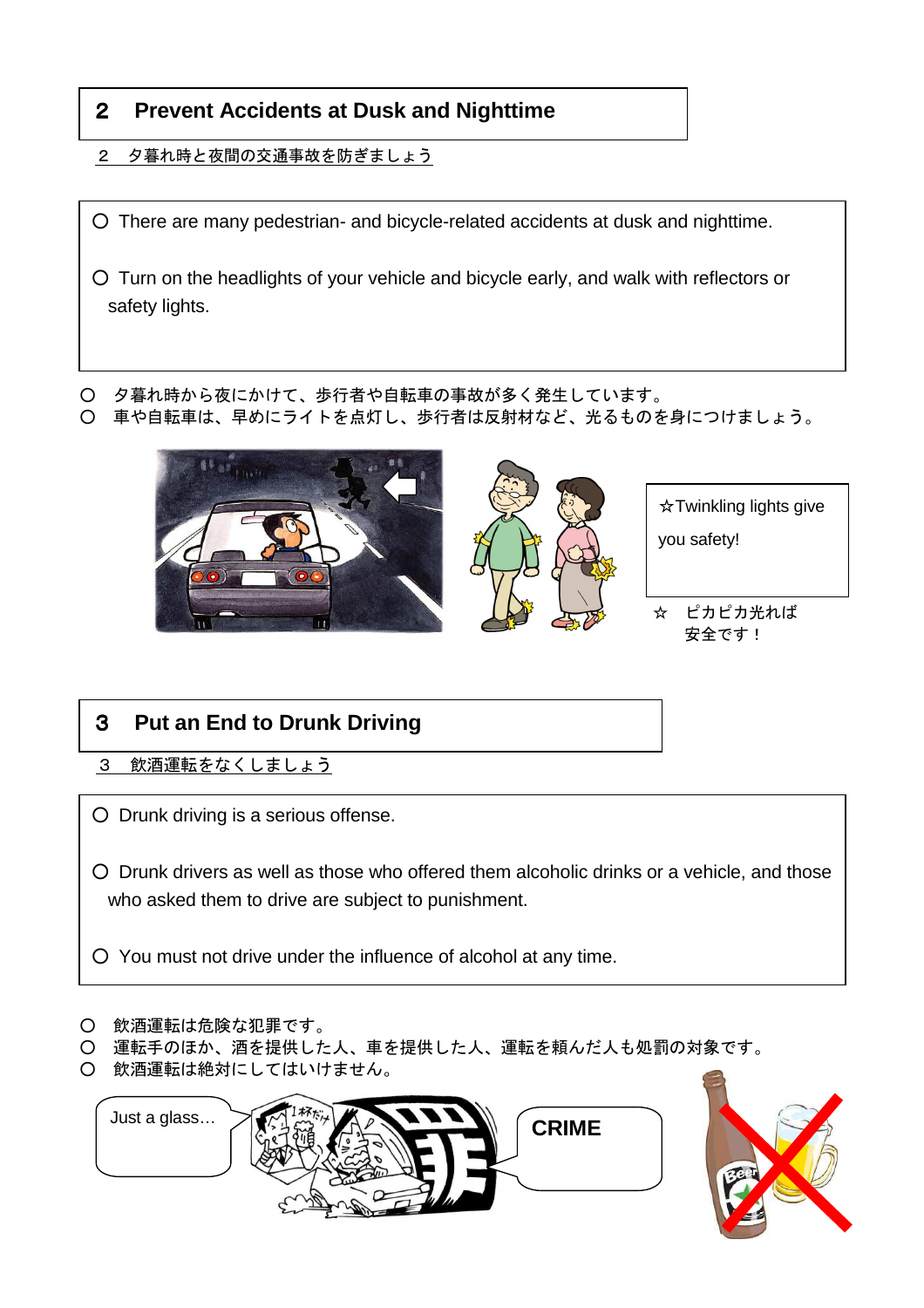## 2　Prevent Accidents at Dusk and Nighttime

2　夕暮れ時と夜間の交通事故を防ぎましょう

○ There are many pedestrian- and bicycle-related accidents at dusk and nighttime.

○ Turn on the headlights of your vehicle and bicycle early, and walk with reflectors or safety lights.

○　夕暮れ時から夜にかけて、歩行者や自転車の事故が多く発生しています。
○　車や自転車は、早めにライトを点灯し、歩行者は反射材など、光るものを身につけましょう。

☆Twinkling lights give you safety!

☆　ピカピカ光れば安全です！

## 3　Put an End to Drunk Driving

3　飲酒運転をなくしましょう

○ Drunk driving is a serious offense.

○ Drunk drivers as well as those who offered them alcoholic drinks or a vehicle, and those who asked them to drive are subject to punishment.

○ You must not drive under the influence of alcohol at any time.

○　飲酒運転は危険な犯罪です。
○　運転手のほか、酒を提供した人、車を提供した人、運転を頼んだ人も処罰の対象です。
○　飲酒運転は絶対にしてはいけません。

Just a glass…

CRIME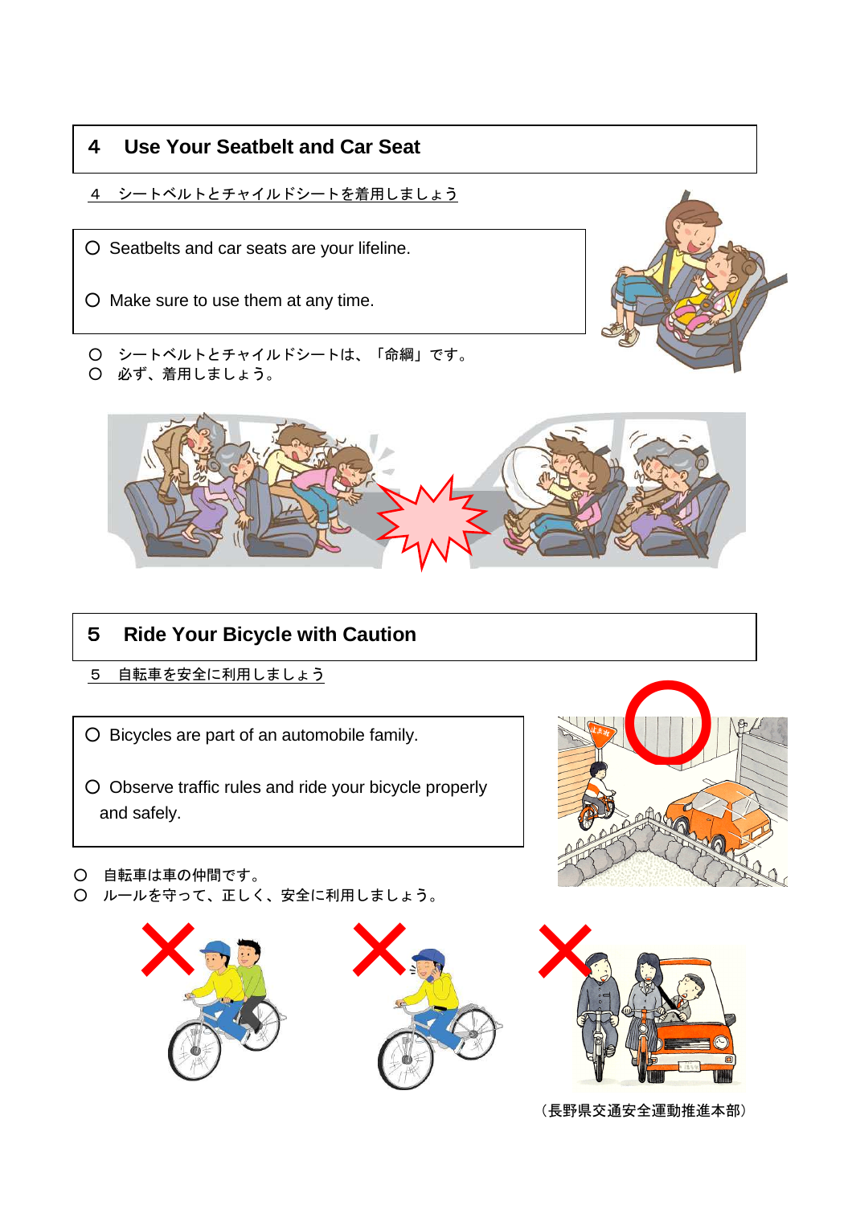## 4　Use Your Seatbelt and Car Seat

4　シートベルトとチャイルドシートを着用しましょう

○ Seatbelts and car seats are your lifeline.

○ Make sure to use them at any time.

○　シートベルトとチャイルドシートは、「命綱」です。
○　必ず、着用しましょう。

## 5　Ride Your Bicycle with Caution

5　自転車を安全に利用しましょう

○ Bicycles are part of an automobile family.

○ Observe traffic rules and ride your bicycle properly and safely.

○　自転車は車の仲間です。
○　ルールを守って、正しく、安全に利用しましょう。

（長野県交通安全運動推進本部）